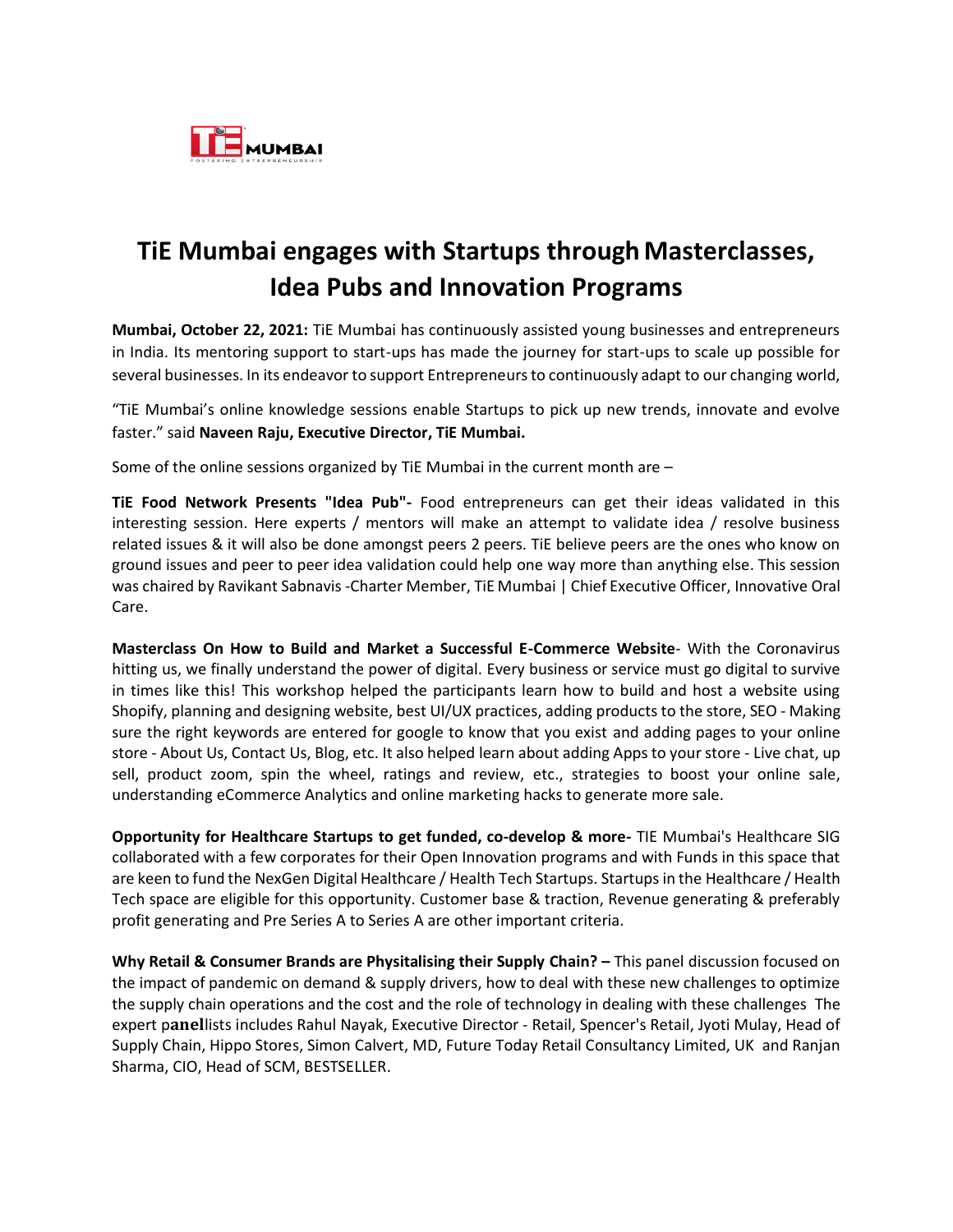# TiE Mumbai engages with Startups through Masterclasses, Idea Pubs and Innovation Programs

**Mumbai, October 22, 2021:** TiE Mumbai has continuously assisted young businesses and entrepreneurs in India. Its mentoring support to start-ups has made the journey for start-ups to scale up possible for several businesses. In its endeavor to support Entrepreneurs to continuously adapt to our changing world,

"TiE Mumbai's online knowledge sessions enable Startups to pick up new trends, innovate and evolve faster." said **Naveen Raju, Executive Director, TiE Mumbai.**

Some of the online sessions organized by TiE Mumbai in the current month are –

**TiE Food Network Presents "Idea Pub"-** Food entrepreneurs can get their ideas validated in this interesting session. Here experts / mentors will make an attempt to validate idea / resolve business related issues & it will also be done amongst peers 2 peers. TiE believe peers are the ones who know on ground issues and peer to peer idea validation could help one way more than anything else. This session was chaired by Ravikant Sabnavis -Charter Member, TiE Mumbai | Chief Executive Officer, Innovative Oral Care.

**Masterclass On How to Build and Market a Successful E-Commerce Website**- With the Coronavirus hitting us, we finally understand the power of digital. Every business or service must go digital to survive in times like this! This workshop helped the participants learn how to build and host a website using Shopify, planning and designing website, best UI/UX practices, adding products to the store, SEO - Making sure the right keywords are entered for google to know that you exist and adding pages to your online store - About Us, Contact Us, Blog, etc. It also helped learn about adding Apps to your store - Live chat, up sell, product zoom, spin the wheel, ratings and review, etc., strategies to boost your online sale, understanding eCommerce Analytics and online marketing hacks to generate more sale.

**Opportunity for Healthcare Startups to get funded, co-develop & more-** TIE Mumbai's Healthcare SIG collaborated with a few corporates for their Open Innovation programs and with Funds in this space that are keen to fund the NexGen Digital Healthcare / Health Tech Startups. Startups in the Healthcare / Health Tech space are eligible for this opportunity. Customer base & traction, Revenue generating & preferably profit generating and Pre Series A to Series A are other important criteria.

**Why Retail & Consumer Brands are Physitalising their Supply Chain? –** This panel discussion focused on the impact of pandemic on demand & supply drivers, how to deal with these new challenges to optimize the supply chain operations and the cost and the role of technology in dealing with these challenges The expert panellists includes Rahul Nayak, Executive Director - Retail, Spencer's Retail, Jyoti Mulay, Head of Supply Chain, Hippo Stores, Simon Calvert, MD, Future Today Retail Consultancy Limited, UK and Ranjan Sharma, CIO, Head of SCM, BESTSELLER.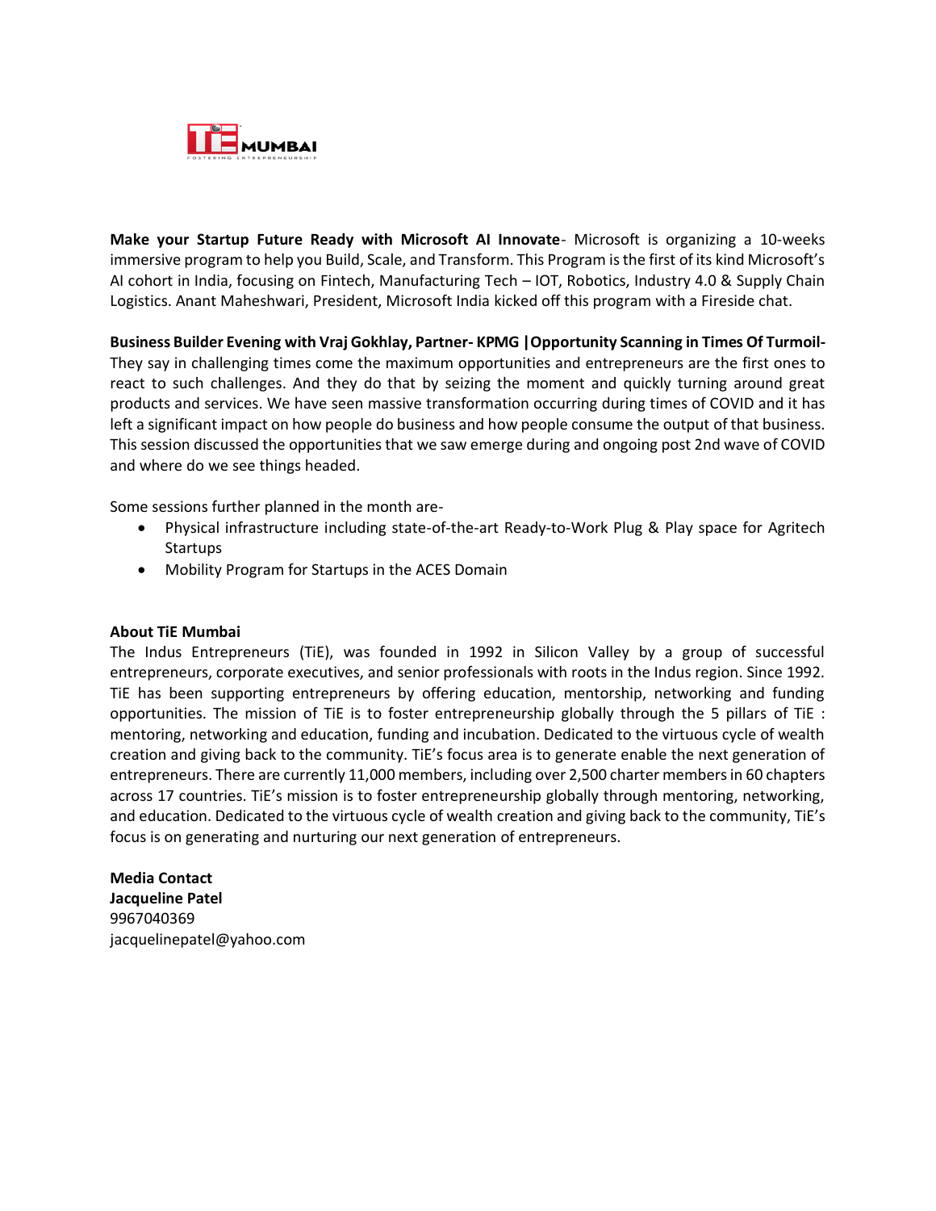**Make your Startup Future Ready with Microsoft AI Innovate**- Microsoft is organizing a 10-weeks immersive program to help you Build, Scale, and Transform. This Program is the first of its kind Microsoft's AI cohort in India, focusing on Fintech, Manufacturing Tech – IOT, Robotics, Industry 4.0 & Supply Chain Logistics. Anant Maheshwari, President, Microsoft India kicked off this program with a Fireside chat.

**Business Builder Evening with Vraj Gokhlay, Partner- KPMG |Opportunity Scanning in Times Of Turmoil-** They say in challenging times come the maximum opportunities and entrepreneurs are the first ones to react to such challenges. And they do that by seizing the moment and quickly turning around great products and services. We have seen massive transformation occurring during times of COVID and it has left a significant impact on how people do business and how people consume the output of that business. This session discussed the opportunities that we saw emerge during and ongoing post 2nd wave of COVID and where do we see things headed.

Some sessions further planned in the month are-

- Physical infrastructure including state-of-the-art Ready-to-Work Plug & Play space for Agritech Startups
- Mobility Program for Startups in the ACES Domain

**About TiE Mumbai**

The Indus Entrepreneurs (TiE), was founded in 1992 in Silicon Valley by a group of successful entrepreneurs, corporate executives, and senior professionals with roots in the Indus region. Since 1992. TiE has been supporting entrepreneurs by offering education, mentorship, networking and funding opportunities. The mission of TiE is to foster entrepreneurship globally through the 5 pillars of TiE : mentoring, networking and education, funding and incubation. Dedicated to the virtuous cycle of wealth creation and giving back to the community. TiE's focus area is to generate enable the next generation of entrepreneurs. There are currently 11,000 members, including over 2,500 charter members in 60 chapters across 17 countries. TiE's mission is to foster entrepreneurship globally through mentoring, networking, and education. Dedicated to the virtuous cycle of wealth creation and giving back to the community, TiE's focus is on generating and nurturing our next generation of entrepreneurs.

**Media Contact**
**Jacqueline Patel**
9967040369
jacquelinepatel@yahoo.com